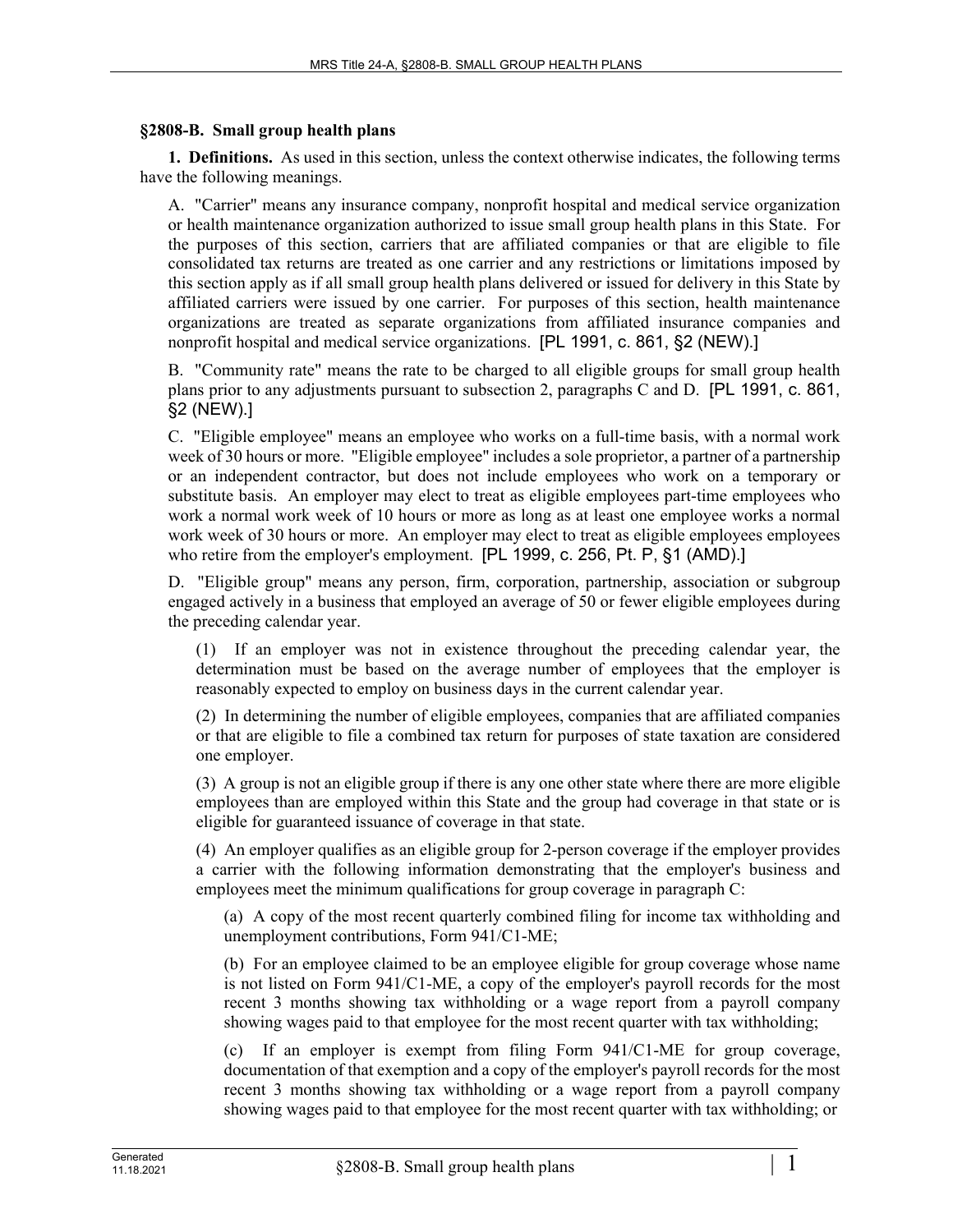## §2808-B. Small group health plans

**1. Definitions.** As used in this section, unless the context otherwise indicates, the following terms have the following meanings.

A. "Carrier" means any insurance company, nonprofit hospital and medical service organization or health maintenance organization authorized to issue small group health plans in this State. For the purposes of this section, carriers that are affiliated companies or that are eligible to file consolidated tax returns are treated as one carrier and any restrictions or limitations imposed by this section apply as if all small group health plans delivered or issued for delivery in this State by affiliated carriers were issued by one carrier. For purposes of this section, health maintenance organizations are treated as separate organizations from affiliated insurance companies and nonprofit hospital and medical service organizations. [PL 1991, c. 861, §2 (NEW).]

B. "Community rate" means the rate to be charged to all eligible groups for small group health plans prior to any adjustments pursuant to subsection 2, paragraphs C and D. [PL 1991, c. 861, §2 (NEW).]

C. "Eligible employee" means an employee who works on a full-time basis, with a normal work week of 30 hours or more. "Eligible employee" includes a sole proprietor, a partner of a partnership or an independent contractor, but does not include employees who work on a temporary or substitute basis. An employer may elect to treat as eligible employees part-time employees who work a normal work week of 10 hours or more as long as at least one employee works a normal work week of 30 hours or more. An employer may elect to treat as eligible employees employees who retire from the employer's employment. [PL 1999, c. 256, Pt. P, §1 (AMD).]

D. "Eligible group" means any person, firm, corporation, partnership, association or subgroup engaged actively in a business that employed an average of 50 or fewer eligible employees during the preceding calendar year.

(1) If an employer was not in existence throughout the preceding calendar year, the determination must be based on the average number of employees that the employer is reasonably expected to employ on business days in the current calendar year.

(2) In determining the number of eligible employees, companies that are affiliated companies or that are eligible to file a combined tax return for purposes of state taxation are considered one employer.

(3) A group is not an eligible group if there is any one other state where there are more eligible employees than are employed within this State and the group had coverage in that state or is eligible for guaranteed issuance of coverage in that state.

(4) An employer qualifies as an eligible group for 2-person coverage if the employer provides a carrier with the following information demonstrating that the employer's business and employees meet the minimum qualifications for group coverage in paragraph C:

(a) A copy of the most recent quarterly combined filing for income tax withholding and unemployment contributions, Form 941/C1-ME;

(b) For an employee claimed to be an employee eligible for group coverage whose name is not listed on Form 941/C1-ME, a copy of the employer's payroll records for the most recent 3 months showing tax withholding or a wage report from a payroll company showing wages paid to that employee for the most recent quarter with tax withholding;

(c) If an employer is exempt from filing Form 941/C1-ME for group coverage, documentation of that exemption and a copy of the employer's payroll records for the most recent 3 months showing tax withholding or a wage report from a payroll company showing wages paid to that employee for the most recent quarter with tax withholding; or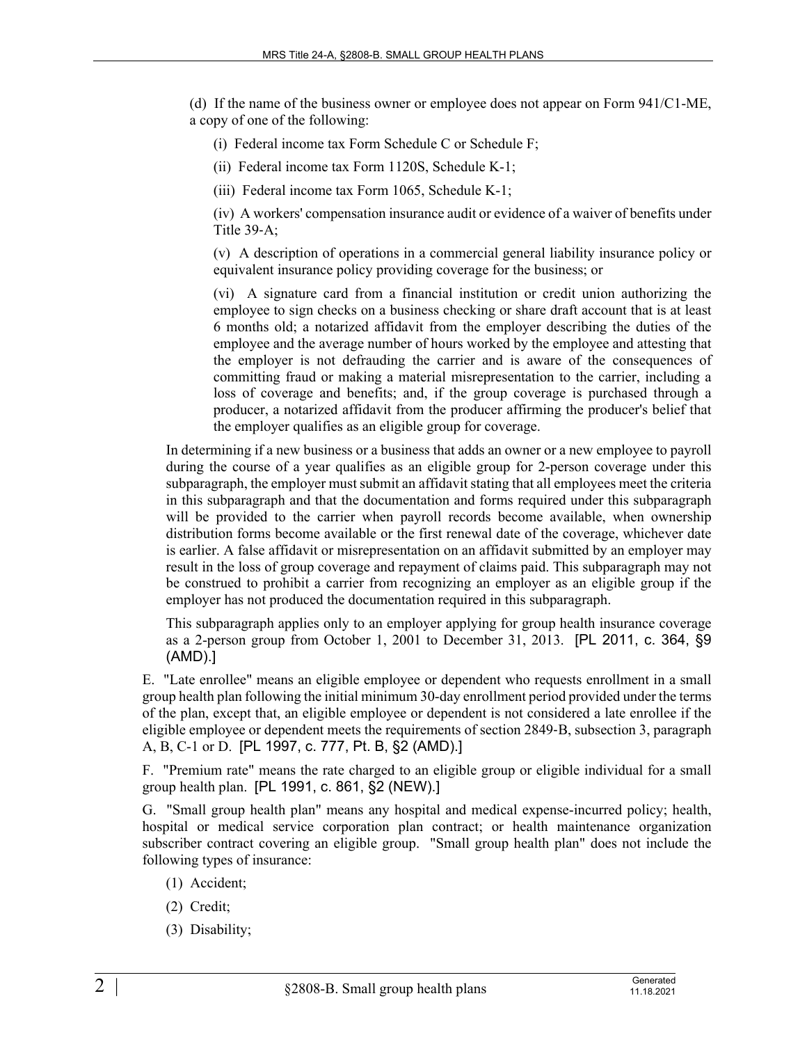(d) If the name of the business owner or employee does not appear on Form 941/C1-ME, a copy of one of the following:

(i) Federal income tax Form Schedule C or Schedule F;

(ii) Federal income tax Form 1120S, Schedule K-1;

(iii) Federal income tax Form 1065, Schedule K-1;

(iv) A workers' compensation insurance audit or evidence of a waiver of benefits under Title 39-A;

(v) A description of operations in a commercial general liability insurance policy or equivalent insurance policy providing coverage for the business; or

(vi) A signature card from a financial institution or credit union authorizing the employee to sign checks on a business checking or share draft account that is at least 6 months old; a notarized affidavit from the employer describing the duties of the employee and the average number of hours worked by the employee and attesting that the employer is not defrauding the carrier and is aware of the consequences of committing fraud or making a material misrepresentation to the carrier, including a loss of coverage and benefits; and, if the group coverage is purchased through a producer, a notarized affidavit from the producer affirming the producer's belief that the employer qualifies as an eligible group for coverage.

In determining if a new business or a business that adds an owner or a new employee to payroll during the course of a year qualifies as an eligible group for 2-person coverage under this subparagraph, the employer must submit an affidavit stating that all employees meet the criteria in this subparagraph and that the documentation and forms required under this subparagraph will be provided to the carrier when payroll records become available, when ownership distribution forms become available or the first renewal date of the coverage, whichever date is earlier. A false affidavit or misrepresentation on an affidavit submitted by an employer may result in the loss of group coverage and repayment of claims paid. This subparagraph may not be construed to prohibit a carrier from recognizing an employer as an eligible group if the employer has not produced the documentation required in this subparagraph.

This subparagraph applies only to an employer applying for group health insurance coverage as a 2-person group from October 1, 2001 to December 31, 2013. [PL 2011, c. 364, §9 (AMD).]

E. "Late enrollee" means an eligible employee or dependent who requests enrollment in a small group health plan following the initial minimum 30-day enrollment period provided under the terms of the plan, except that, an eligible employee or dependent is not considered a late enrollee if the eligible employee or dependent meets the requirements of section 2849-B, subsection 3, paragraph A, B, C-1 or D. [PL 1997, c. 777, Pt. B, §2 (AMD).]

F. "Premium rate" means the rate charged to an eligible group or eligible individual for a small group health plan. [PL 1991, c. 861, §2 (NEW).]

G. "Small group health plan" means any hospital and medical expense-incurred policy; health, hospital or medical service corporation plan contract; or health maintenance organization subscriber contract covering an eligible group. "Small group health plan" does not include the following types of insurance:

(1) Accident;

(2) Credit;

(3) Disability;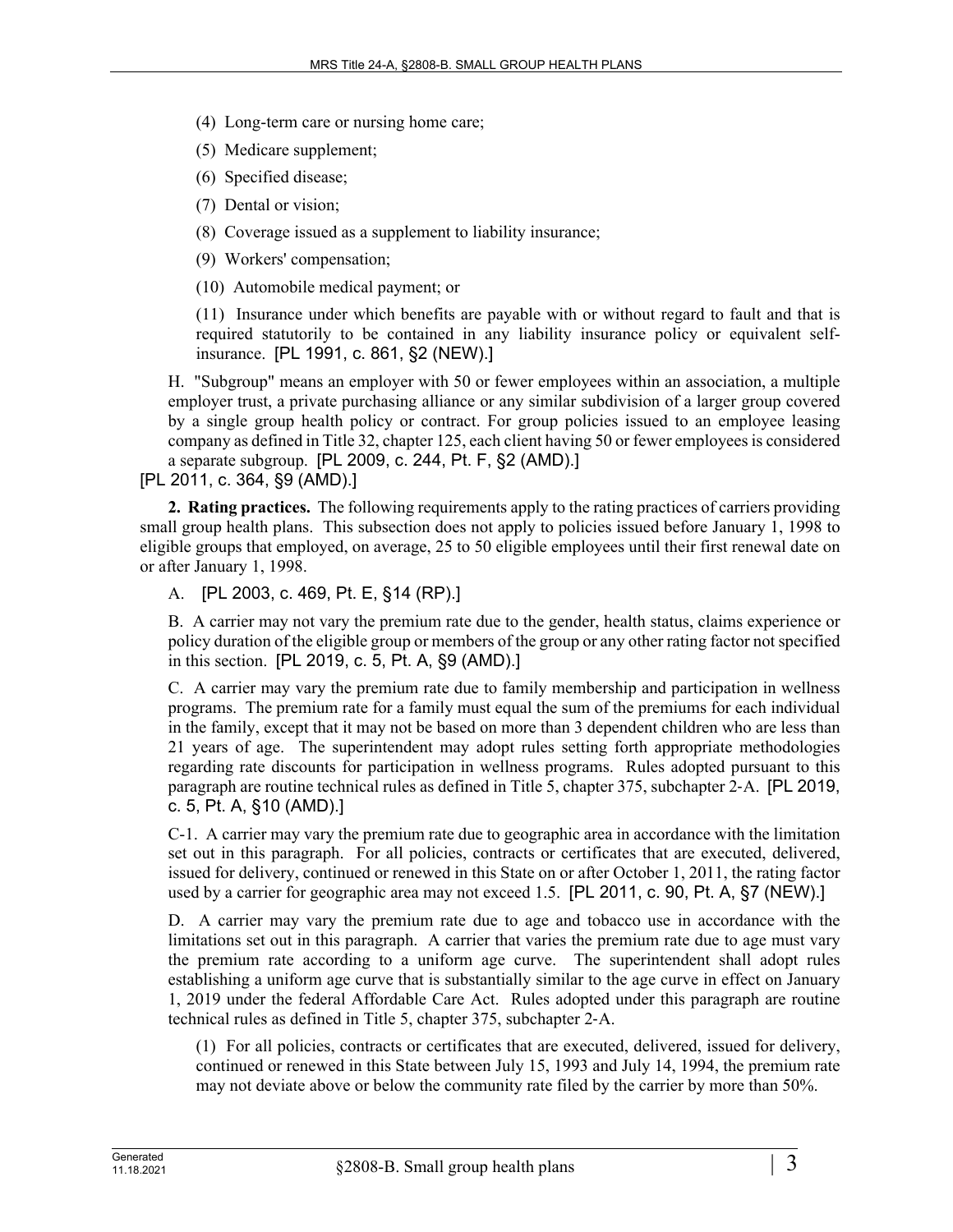(4) Long-term care or nursing home care;

(5) Medicare supplement;

(6) Specified disease;

(7) Dental or vision;

(8) Coverage issued as a supplement to liability insurance;

(9) Workers' compensation;

(10) Automobile medical payment; or

(11) Insurance under which benefits are payable with or without regard to fault and that is required statutorily to be contained in any liability insurance policy or equivalent self-insurance. [PL 1991, c. 861, §2 (NEW).]

H. "Subgroup" means an employer with 50 or fewer employees within an association, a multiple employer trust, a private purchasing alliance or any similar subdivision of a larger group covered by a single group health policy or contract. For group policies issued to an employee leasing company as defined in Title 32, chapter 125, each client having 50 or fewer employees is considered a separate subgroup. [PL 2009, c. 244, Pt. F, §2 (AMD).]

[PL 2011, c. 364, §9 (AMD).]

**2. Rating practices.** The following requirements apply to the rating practices of carriers providing small group health plans. This subsection does not apply to policies issued before January 1, 1998 to eligible groups that employed, on average, 25 to 50 eligible employees until their first renewal date on or after January 1, 1998.

A. [PL 2003, c. 469, Pt. E, §14 (RP).]

B. A carrier may not vary the premium rate due to the gender, health status, claims experience or policy duration of the eligible group or members of the group or any other rating factor not specified in this section. [PL 2019, c. 5, Pt. A, §9 (AMD).]

C. A carrier may vary the premium rate due to family membership and participation in wellness programs. The premium rate for a family must equal the sum of the premiums for each individual in the family, except that it may not be based on more than 3 dependent children who are less than 21 years of age. The superintendent may adopt rules setting forth appropriate methodologies regarding rate discounts for participation in wellness programs. Rules adopted pursuant to this paragraph are routine technical rules as defined in Title 5, chapter 375, subchapter 2-A. [PL 2019, c. 5, Pt. A, §10 (AMD).]

C-1. A carrier may vary the premium rate due to geographic area in accordance with the limitation set out in this paragraph. For all policies, contracts or certificates that are executed, delivered, issued for delivery, continued or renewed in this State on or after October 1, 2011, the rating factor used by a carrier for geographic area may not exceed 1.5. [PL 2011, c. 90, Pt. A, §7 (NEW).]

D. A carrier may vary the premium rate due to age and tobacco use in accordance with the limitations set out in this paragraph. A carrier that varies the premium rate due to age must vary the premium rate according to a uniform age curve. The superintendent shall adopt rules establishing a uniform age curve that is substantially similar to the age curve in effect on January 1, 2019 under the federal Affordable Care Act. Rules adopted under this paragraph are routine technical rules as defined in Title 5, chapter 375, subchapter 2-A.

(1) For all policies, contracts or certificates that are executed, delivered, issued for delivery, continued or renewed in this State between July 15, 1993 and July 14, 1994, the premium rate may not deviate above or below the community rate filed by the carrier by more than 50%.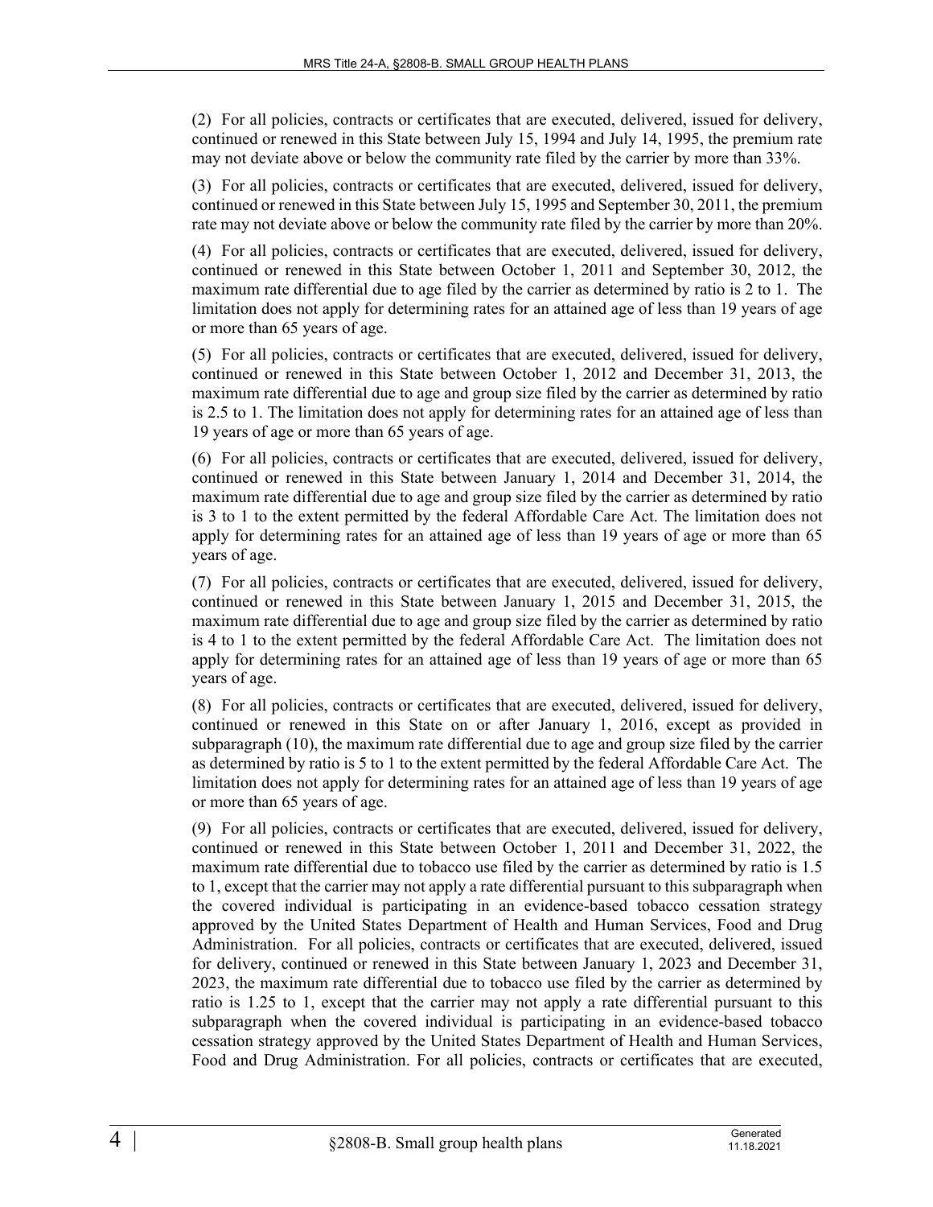(2) For all policies, contracts or certificates that are executed, delivered, issued for delivery, continued or renewed in this State between July 15, 1994 and July 14, 1995, the premium rate may not deviate above or below the community rate filed by the carrier by more than 33%.

(3) For all policies, contracts or certificates that are executed, delivered, issued for delivery, continued or renewed in this State between July 15, 1995 and September 30, 2011, the premium rate may not deviate above or below the community rate filed by the carrier by more than 20%.

(4) For all policies, contracts or certificates that are executed, delivered, issued for delivery, continued or renewed in this State between October 1, 2011 and September 30, 2012, the maximum rate differential due to age filed by the carrier as determined by ratio is 2 to 1. The limitation does not apply for determining rates for an attained age of less than 19 years of age or more than 65 years of age.

(5) For all policies, contracts or certificates that are executed, delivered, issued for delivery, continued or renewed in this State between October 1, 2012 and December 31, 2013, the maximum rate differential due to age and group size filed by the carrier as determined by ratio is 2.5 to 1. The limitation does not apply for determining rates for an attained age of less than 19 years of age or more than 65 years of age.

(6) For all policies, contracts or certificates that are executed, delivered, issued for delivery, continued or renewed in this State between January 1, 2014 and December 31, 2014, the maximum rate differential due to age and group size filed by the carrier as determined by ratio is 3 to 1 to the extent permitted by the federal Affordable Care Act. The limitation does not apply for determining rates for an attained age of less than 19 years of age or more than 65 years of age.

(7) For all policies, contracts or certificates that are executed, delivered, issued for delivery, continued or renewed in this State between January 1, 2015 and December 31, 2015, the maximum rate differential due to age and group size filed by the carrier as determined by ratio is 4 to 1 to the extent permitted by the federal Affordable Care Act. The limitation does not apply for determining rates for an attained age of less than 19 years of age or more than 65 years of age.

(8) For all policies, contracts or certificates that are executed, delivered, issued for delivery, continued or renewed in this State on or after January 1, 2016, except as provided in subparagraph (10), the maximum rate differential due to age and group size filed by the carrier as determined by ratio is 5 to 1 to the extent permitted by the federal Affordable Care Act. The limitation does not apply for determining rates for an attained age of less than 19 years of age or more than 65 years of age.

(9) For all policies, contracts or certificates that are executed, delivered, issued for delivery, continued or renewed in this State between October 1, 2011 and December 31, 2022, the maximum rate differential due to tobacco use filed by the carrier as determined by ratio is 1.5 to 1, except that the carrier may not apply a rate differential pursuant to this subparagraph when the covered individual is participating in an evidence-based tobacco cessation strategy approved by the United States Department of Health and Human Services, Food and Drug Administration. For all policies, contracts or certificates that are executed, delivered, issued for delivery, continued or renewed in this State between January 1, 2023 and December 31, 2023, the maximum rate differential due to tobacco use filed by the carrier as determined by ratio is 1.25 to 1, except that the carrier may not apply a rate differential pursuant to this subparagraph when the covered individual is participating in an evidence-based tobacco cessation strategy approved by the United States Department of Health and Human Services, Food and Drug Administration. For all policies, contracts or certificates that are executed,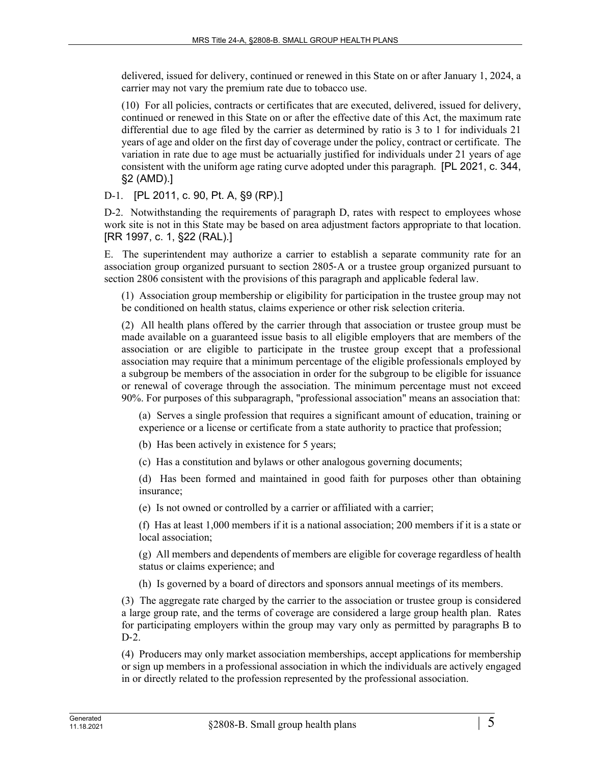delivered, issued for delivery, continued or renewed in this State on or after January 1, 2024, a carrier may not vary the premium rate due to tobacco use.

(10) For all policies, contracts or certificates that are executed, delivered, issued for delivery, continued or renewed in this State on or after the effective date of this Act, the maximum rate differential due to age filed by the carrier as determined by ratio is 3 to 1 for individuals 21 years of age and older on the first day of coverage under the policy, contract or certificate. The variation in rate due to age must be actuarially justified for individuals under 21 years of age consistent with the uniform age rating curve adopted under this paragraph. [PL 2021, c. 344, §2 (AMD).]

D-1. [PL 2011, c. 90, Pt. A, §9 (RP).]

D-2. Notwithstanding the requirements of paragraph D, rates with respect to employees whose work site is not in this State may be based on area adjustment factors appropriate to that location. [RR 1997, c. 1, §22 (RAL).]

E. The superintendent may authorize a carrier to establish a separate community rate for an association group organized pursuant to section 2805-A or a trustee group organized pursuant to section 2806 consistent with the provisions of this paragraph and applicable federal law.

(1) Association group membership or eligibility for participation in the trustee group may not be conditioned on health status, claims experience or other risk selection criteria.

(2) All health plans offered by the carrier through that association or trustee group must be made available on a guaranteed issue basis to all eligible employers that are members of the association or are eligible to participate in the trustee group except that a professional association may require that a minimum percentage of the eligible professionals employed by a subgroup be members of the association in order for the subgroup to be eligible for issuance or renewal of coverage through the association. The minimum percentage must not exceed 90%. For purposes of this subparagraph, "professional association" means an association that:

(a) Serves a single profession that requires a significant amount of education, training or experience or a license or certificate from a state authority to practice that profession;

(b) Has been actively in existence for 5 years;

(c) Has a constitution and bylaws or other analogous governing documents;

(d) Has been formed and maintained in good faith for purposes other than obtaining insurance;

(e) Is not owned or controlled by a carrier or affiliated with a carrier;

(f) Has at least 1,000 members if it is a national association; 200 members if it is a state or local association;

(g) All members and dependents of members are eligible for coverage regardless of health status or claims experience; and

(h) Is governed by a board of directors and sponsors annual meetings of its members.

(3) The aggregate rate charged by the carrier to the association or trustee group is considered a large group rate, and the terms of coverage are considered a large group health plan. Rates for participating employers within the group may vary only as permitted by paragraphs B to D-2.

(4) Producers may only market association memberships, accept applications for membership or sign up members in a professional association in which the individuals are actively engaged in or directly related to the profession represented by the professional association.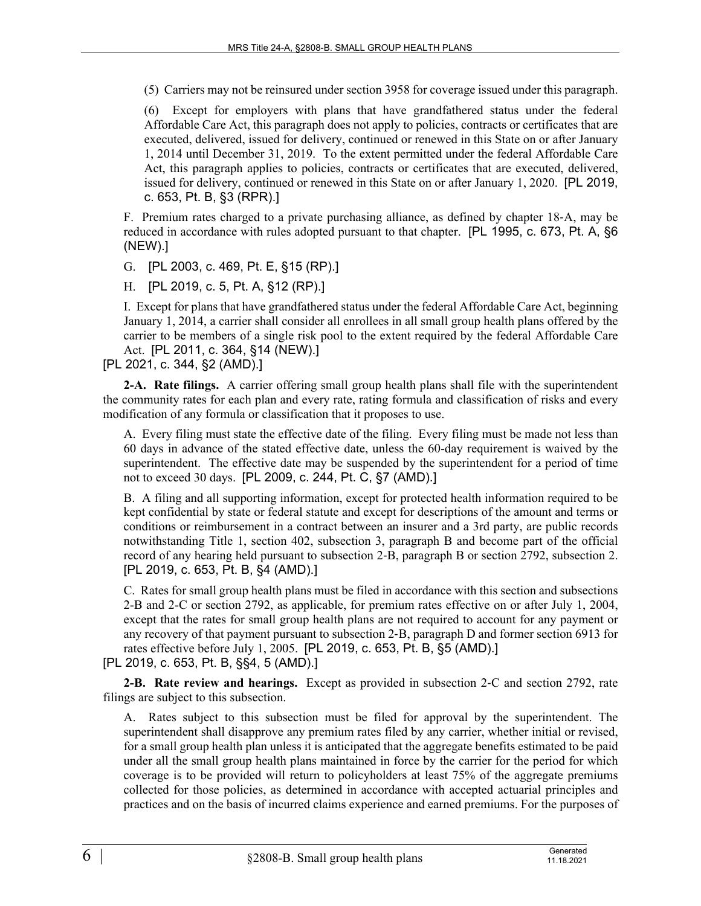(5) Carriers may not be reinsured under section 3958 for coverage issued under this paragraph.

(6) Except for employers with plans that have grandfathered status under the federal Affordable Care Act, this paragraph does not apply to policies, contracts or certificates that are executed, delivered, issued for delivery, continued or renewed in this State on or after January 1, 2014 until December 31, 2019. To the extent permitted under the federal Affordable Care Act, this paragraph applies to policies, contracts or certificates that are executed, delivered, issued for delivery, continued or renewed in this State on or after January 1, 2020. [PL 2019, c. 653, Pt. B, §3 (RPR).]

F. Premium rates charged to a private purchasing alliance, as defined by chapter 18-A, may be reduced in accordance with rules adopted pursuant to that chapter. [PL 1995, c. 673, Pt. A, §6 (NEW).]

G. [PL 2003, c. 469, Pt. E, §15 (RP).]

H. [PL 2019, c. 5, Pt. A, §12 (RP).]

I. Except for plans that have grandfathered status under the federal Affordable Care Act, beginning January 1, 2014, a carrier shall consider all enrollees in all small group health plans offered by the carrier to be members of a single risk pool to the extent required by the federal Affordable Care Act. [PL 2011, c. 364, §14 (NEW).]

[PL 2021, c. 344, §2 (AMD).]

**2-A. Rate filings.** A carrier offering small group health plans shall file with the superintendent the community rates for each plan and every rate, rating formula and classification of risks and every modification of any formula or classification that it proposes to use.

A. Every filing must state the effective date of the filing. Every filing must be made not less than 60 days in advance of the stated effective date, unless the 60-day requirement is waived by the superintendent. The effective date may be suspended by the superintendent for a period of time not to exceed 30 days. [PL 2009, c. 244, Pt. C, §7 (AMD).]

B. A filing and all supporting information, except for protected health information required to be kept confidential by state or federal statute and except for descriptions of the amount and terms or conditions or reimbursement in a contract between an insurer and a 3rd party, are public records notwithstanding Title 1, section 402, subsection 3, paragraph B and become part of the official record of any hearing held pursuant to subsection 2-B, paragraph B or section 2792, subsection 2. [PL 2019, c. 653, Pt. B, §4 (AMD).]

C. Rates for small group health plans must be filed in accordance with this section and subsections 2-B and 2-C or section 2792, as applicable, for premium rates effective on or after July 1, 2004, except that the rates for small group health plans are not required to account for any payment or any recovery of that payment pursuant to subsection 2-B, paragraph D and former section 6913 for rates effective before July 1, 2005. [PL 2019, c. 653, Pt. B, §5 (AMD).]

[PL 2019, c. 653, Pt. B, §§4, 5 (AMD).]

**2-B. Rate review and hearings.** Except as provided in subsection 2-C and section 2792, rate filings are subject to this subsection.

A. Rates subject to this subsection must be filed for approval by the superintendent. The superintendent shall disapprove any premium rates filed by any carrier, whether initial or revised, for a small group health plan unless it is anticipated that the aggregate benefits estimated to be paid under all the small group health plans maintained in force by the carrier for the period for which coverage is to be provided will return to policyholders at least 75% of the aggregate premiums collected for those policies, as determined in accordance with accepted actuarial principles and practices and on the basis of incurred claims experience and earned premiums. For the purposes of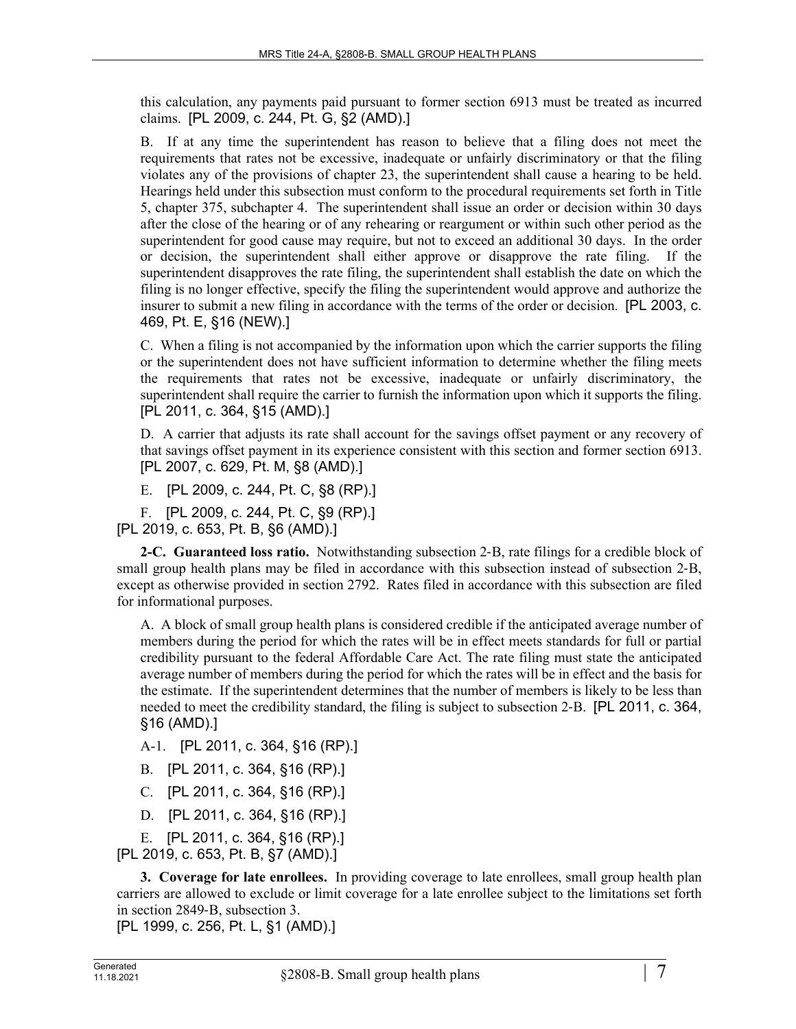this calculation, any payments paid pursuant to former section 6913 must be treated as incurred claims. [PL 2009, c. 244, Pt. G, §2 (AMD).]

B. If at any time the superintendent has reason to believe that a filing does not meet the requirements that rates not be excessive, inadequate or unfairly discriminatory or that the filing violates any of the provisions of chapter 23, the superintendent shall cause a hearing to be held. Hearings held under this subsection must conform to the procedural requirements set forth in Title 5, chapter 375, subchapter 4. The superintendent shall issue an order or decision within 30 days after the close of the hearing or of any rehearing or reargument or within such other period as the superintendent for good cause may require, but not to exceed an additional 30 days. In the order or decision, the superintendent shall either approve or disapprove the rate filing. If the superintendent disapproves the rate filing, the superintendent shall establish the date on which the filing is no longer effective, specify the filing the superintendent would approve and authorize the insurer to submit a new filing in accordance with the terms of the order or decision. [PL 2003, c. 469, Pt. E, §16 (NEW).]

C. When a filing is not accompanied by the information upon which the carrier supports the filing or the superintendent does not have sufficient information to determine whether the filing meets the requirements that rates not be excessive, inadequate or unfairly discriminatory, the superintendent shall require the carrier to furnish the information upon which it supports the filing. [PL 2011, c. 364, §15 (AMD).]

D. A carrier that adjusts its rate shall account for the savings offset payment or any recovery of that savings offset payment in its experience consistent with this section and former section 6913. [PL 2007, c. 629, Pt. M, §8 (AMD).]

E. [PL 2009, c. 244, Pt. C, §8 (RP).]

F. [PL 2009, c. 244, Pt. C, §9 (RP).]

[PL 2019, c. 653, Pt. B, §6 (AMD).]

**2-C. Guaranteed loss ratio.** Notwithstanding subsection 2-B, rate filings for a credible block of small group health plans may be filed in accordance with this subsection instead of subsection 2-B, except as otherwise provided in section 2792. Rates filed in accordance with this subsection are filed for informational purposes.

A. A block of small group health plans is considered credible if the anticipated average number of members during the period for which the rates will be in effect meets standards for full or partial credibility pursuant to the federal Affordable Care Act. The rate filing must state the anticipated average number of members during the period for which the rates will be in effect and the basis for the estimate. If the superintendent determines that the number of members is likely to be less than needed to meet the credibility standard, the filing is subject to subsection 2-B. [PL 2011, c. 364, §16 (AMD).]

A-1. [PL 2011, c. 364, §16 (RP).]

B. [PL 2011, c. 364, §16 (RP).]

C. [PL 2011, c. 364, §16 (RP).]

D. [PL 2011, c. 364, §16 (RP).]

E. [PL 2011, c. 364, §16 (RP).]

[PL 2019, c. 653, Pt. B, §7 (AMD).]

**3. Coverage for late enrollees.** In providing coverage to late enrollees, small group health plan carriers are allowed to exclude or limit coverage for a late enrollee subject to the limitations set forth in section 2849-B, subsection 3.

[PL 1999, c. 256, Pt. L, §1 (AMD).]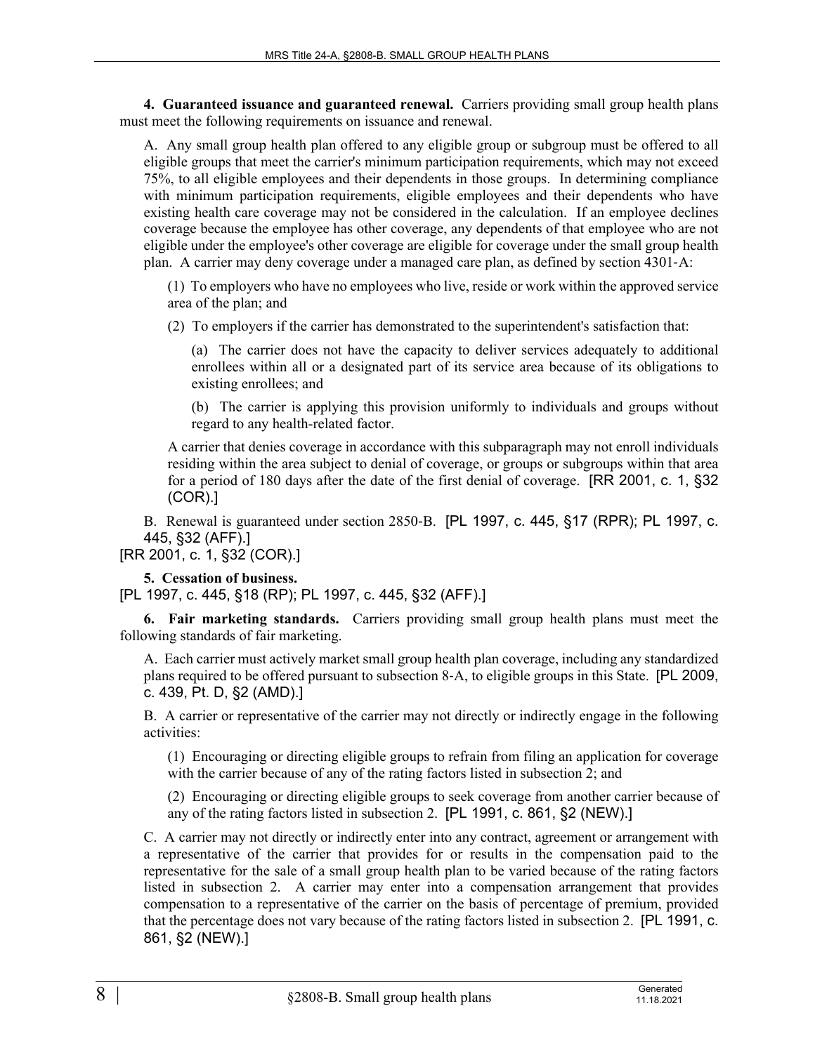**4. Guaranteed issuance and guaranteed renewal.** Carriers providing small group health plans must meet the following requirements on issuance and renewal.

A. Any small group health plan offered to any eligible group or subgroup must be offered to all eligible groups that meet the carrier's minimum participation requirements, which may not exceed 75%, to all eligible employees and their dependents in those groups. In determining compliance with minimum participation requirements, eligible employees and their dependents who have existing health care coverage may not be considered in the calculation. If an employee declines coverage because the employee has other coverage, any dependents of that employee who are not eligible under the employee's other coverage are eligible for coverage under the small group health plan. A carrier may deny coverage under a managed care plan, as defined by section 4301-A:

(1) To employers who have no employees who live, reside or work within the approved service area of the plan; and

(2) To employers if the carrier has demonstrated to the superintendent's satisfaction that:

(a) The carrier does not have the capacity to deliver services adequately to additional enrollees within all or a designated part of its service area because of its obligations to existing enrollees; and

(b) The carrier is applying this provision uniformly to individuals and groups without regard to any health-related factor.

A carrier that denies coverage in accordance with this subparagraph may not enroll individuals residing within the area subject to denial of coverage, or groups or subgroups within that area for a period of 180 days after the date of the first denial of coverage. [RR 2001, c. 1, §32 (COR).]

B. Renewal is guaranteed under section 2850-B. [PL 1997, c. 445, §17 (RPR); PL 1997, c. 445, §32 (AFF).]

[RR 2001, c. 1, §32 (COR).]

**5. Cessation of business.**

[PL 1997, c. 445, §18 (RP); PL 1997, c. 445, §32 (AFF).]

**6. Fair marketing standards.** Carriers providing small group health plans must meet the following standards of fair marketing.

A. Each carrier must actively market small group health plan coverage, including any standardized plans required to be offered pursuant to subsection 8-A, to eligible groups in this State. [PL 2009, c. 439, Pt. D, §2 (AMD).]

B. A carrier or representative of the carrier may not directly or indirectly engage in the following activities:

(1) Encouraging or directing eligible groups to refrain from filing an application for coverage with the carrier because of any of the rating factors listed in subsection 2; and

(2) Encouraging or directing eligible groups to seek coverage from another carrier because of any of the rating factors listed in subsection 2. [PL 1991, c. 861, §2 (NEW).]

C. A carrier may not directly or indirectly enter into any contract, agreement or arrangement with a representative of the carrier that provides for or results in the compensation paid to the representative for the sale of a small group health plan to be varied because of the rating factors listed in subsection 2. A carrier may enter into a compensation arrangement that provides compensation to a representative of the carrier on the basis of percentage of premium, provided that the percentage does not vary because of the rating factors listed in subsection 2. [PL 1991, c. 861, §2 (NEW).]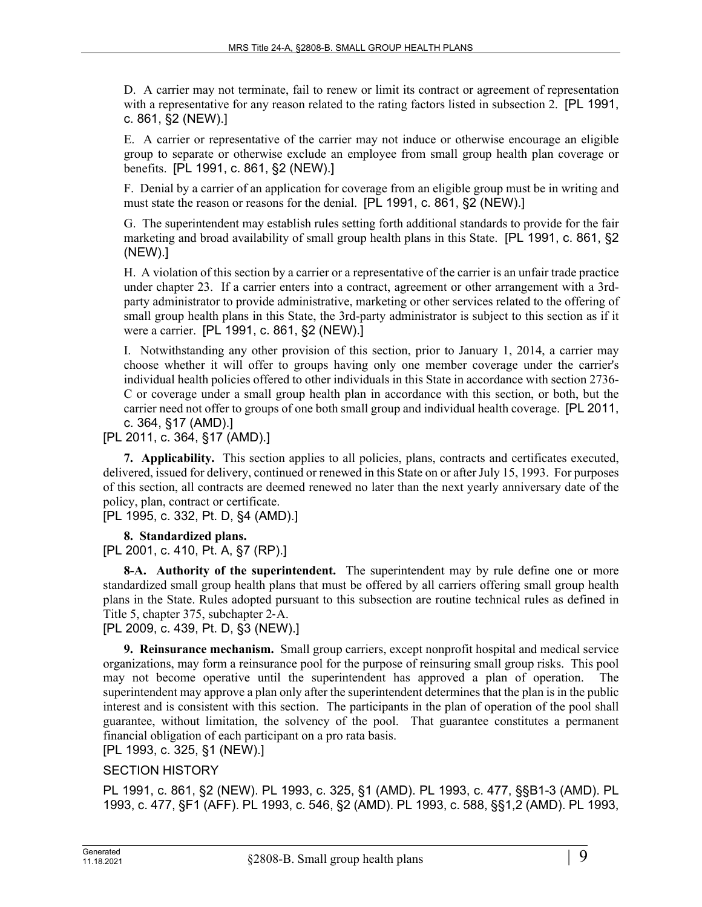D. A carrier may not terminate, fail to renew or limit its contract or agreement of representation with a representative for any reason related to the rating factors listed in subsection 2. [PL 1991, c. 861, §2 (NEW).]

E. A carrier or representative of the carrier may not induce or otherwise encourage an eligible group to separate or otherwise exclude an employee from small group health plan coverage or benefits. [PL 1991, c. 861, §2 (NEW).]

F. Denial by a carrier of an application for coverage from an eligible group must be in writing and must state the reason or reasons for the denial. [PL 1991, c. 861, §2 (NEW).]

G. The superintendent may establish rules setting forth additional standards to provide for the fair marketing and broad availability of small group health plans in this State. [PL 1991, c. 861, §2 (NEW).]

H. A violation of this section by a carrier or a representative of the carrier is an unfair trade practice under chapter 23. If a carrier enters into a contract, agreement or other arrangement with a 3rd-party administrator to provide administrative, marketing or other services related to the offering of small group health plans in this State, the 3rd-party administrator is subject to this section as if it were a carrier. [PL 1991, c. 861, §2 (NEW).]

I. Notwithstanding any other provision of this section, prior to January 1, 2014, a carrier may choose whether it will offer to groups having only one member coverage under the carrier's individual health policies offered to other individuals in this State in accordance with section 2736-C or coverage under a small group health plan in accordance with this section, or both, but the carrier need not offer to groups of one both small group and individual health coverage. [PL 2011, c. 364, §17 (AMD).]

[PL 2011, c. 364, §17 (AMD).]

**7. Applicability.** This section applies to all policies, plans, contracts and certificates executed, delivered, issued for delivery, continued or renewed in this State on or after July 15, 1993. For purposes of this section, all contracts are deemed renewed no later than the next yearly anniversary date of the policy, plan, contract or certificate.

[PL 1995, c. 332, Pt. D, §4 (AMD).]

**8. Standardized plans.**

[PL 2001, c. 410, Pt. A, §7 (RP).]

**8-A. Authority of the superintendent.** The superintendent may by rule define one or more standardized small group health plans that must be offered by all carriers offering small group health plans in the State. Rules adopted pursuant to this subsection are routine technical rules as defined in Title 5, chapter 375, subchapter 2-A.

[PL 2009, c. 439, Pt. D, §3 (NEW).]

**9. Reinsurance mechanism.** Small group carriers, except nonprofit hospital and medical service organizations, may form a reinsurance pool for the purpose of reinsuring small group risks. This pool may not become operative until the superintendent has approved a plan of operation. The superintendent may approve a plan only after the superintendent determines that the plan is in the public interest and is consistent with this section. The participants in the plan of operation of the pool shall guarantee, without limitation, the solvency of the pool. That guarantee constitutes a permanent financial obligation of each participant on a pro rata basis.

[PL 1993, c. 325, §1 (NEW).]

SECTION HISTORY

PL 1991, c. 861, §2 (NEW). PL 1993, c. 325, §1 (AMD). PL 1993, c. 477, §§B1-3 (AMD). PL 1993, c. 477, §F1 (AFF). PL 1993, c. 546, §2 (AMD). PL 1993, c. 588, §§1,2 (AMD). PL 1993,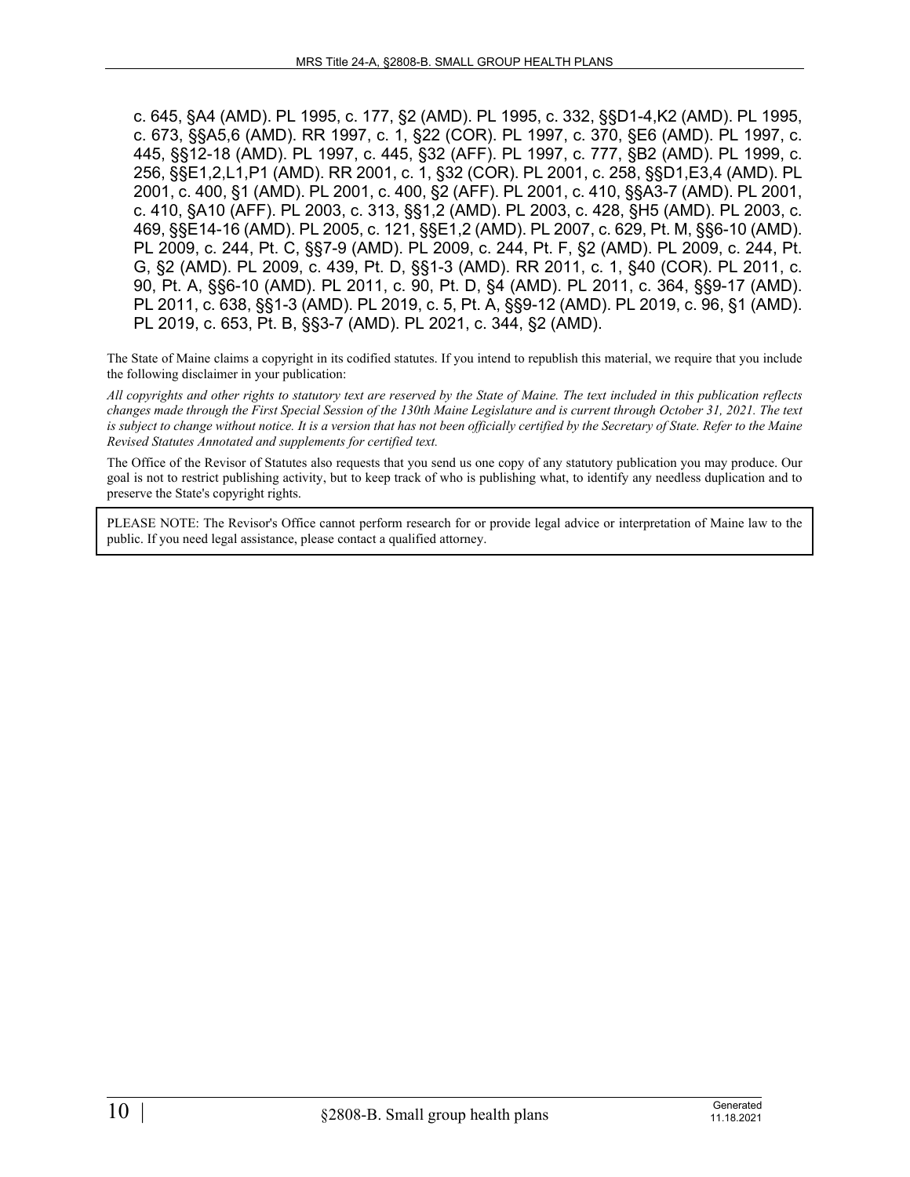c. 645, §A4 (AMD). PL 1995, c. 177, §2 (AMD). PL 1995, c. 332, §§D1-4,K2 (AMD). PL 1995, c. 673, §§A5,6 (AMD). RR 1997, c. 1, §22 (COR). PL 1997, c. 370, §E6 (AMD). PL 1997, c. 445, §§12-18 (AMD). PL 1997, c. 445, §32 (AFF). PL 1997, c. 777, §B2 (AMD). PL 1999, c. 256, §§E1,2,L1,P1 (AMD). RR 2001, c. 1, §32 (COR). PL 2001, c. 258, §§D1,E3,4 (AMD). PL 2001, c. 400, §1 (AMD). PL 2001, c. 400, §2 (AFF). PL 2001, c. 410, §§A3-7 (AMD). PL 2001, c. 410, §A10 (AFF). PL 2003, c. 313, §§1,2 (AMD). PL 2003, c. 428, §H5 (AMD). PL 2003, c. 469, §§E14-16 (AMD). PL 2005, c. 121, §§E1,2 (AMD). PL 2007, c. 629, Pt. M, §§6-10 (AMD). PL 2009, c. 244, Pt. C, §§7-9 (AMD). PL 2009, c. 244, Pt. F, §2 (AMD). PL 2009, c. 244, Pt. G, §2 (AMD). PL 2009, c. 439, Pt. D, §§1-3 (AMD). RR 2011, c. 1, §40 (COR). PL 2011, c. 90, Pt. A, §§6-10 (AMD). PL 2011, c. 90, Pt. D, §4 (AMD). PL 2011, c. 364, §§9-17 (AMD). PL 2011, c. 638, §§1-3 (AMD). PL 2019, c. 5, Pt. A, §§9-12 (AMD). PL 2019, c. 96, §1 (AMD). PL 2019, c. 653, Pt. B, §§3-7 (AMD). PL 2021, c. 344, §2 (AMD).

The State of Maine claims a copyright in its codified statutes. If you intend to republish this material, we require that you include the following disclaimer in your publication:

*All copyrights and other rights to statutory text are reserved by the State of Maine. The text included in this publication reflects changes made through the First Special Session of the 130th Maine Legislature and is current through October 31, 2021. The text is subject to change without notice. It is a version that has not been officially certified by the Secretary of State. Refer to the Maine Revised Statutes Annotated and supplements for certified text.*

The Office of the Revisor of Statutes also requests that you send us one copy of any statutory publication you may produce. Our goal is not to restrict publishing activity, but to keep track of who is publishing what, to identify any needless duplication and to preserve the State's copyright rights.

PLEASE NOTE: The Revisor's Office cannot perform research for or provide legal advice or interpretation of Maine law to the public. If you need legal assistance, please contact a qualified attorney.